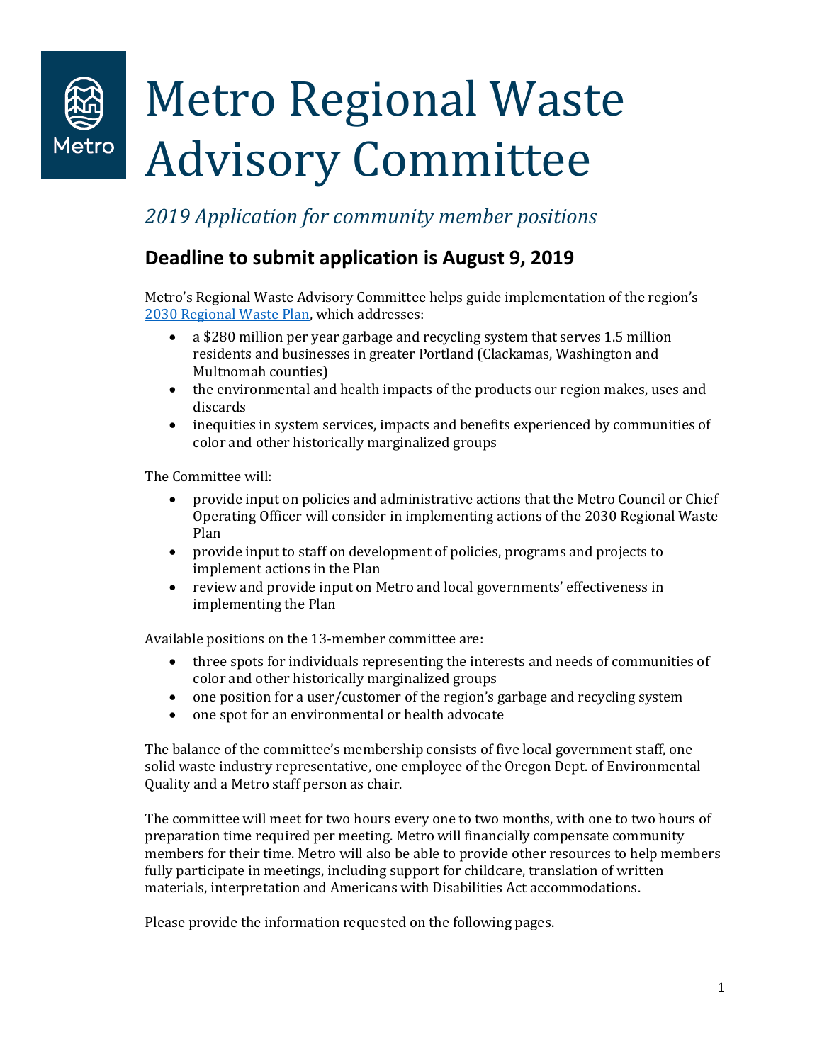# Metro Regional Waste Advisory Committee

*2019 Application for community member positions*

## Deadline to submit application is August 9, 2019

Metro's Regional Waste Advisory Committee helps guide implementation of the region's [2030 Regional Waste Plan](), which addresses:

- a $280 million per year garbage and recycling system that serves 1.5 million residents and businesses in greater Portland (Clackamas, Washington and Multnomah counties)
- the environmental and health impacts of the products our region makes, uses and discards
- inequities in system services, impacts and benefits experienced by communities of color and other historically marginalized groups

The Committee will:

- provide input on policies and administrative actions that the Metro Council or Chief Operating Officer will consider in implementing actions of the 2030 Regional Waste Plan
- provide input to staff on development of policies, programs and projects to implement actions in the Plan
- review and provide input on Metro and local governments' effectiveness in implementing the Plan

Available positions on the 13-member committee are:

- three spots for individuals representing the interests and needs of communities of color and other historically marginalized groups
- one position for a user/customer of the region's garbage and recycling system
- one spot for an environmental or health advocate

The balance of the committee's membership consists of five local government staff, one solid waste industry representative, one employee of the Oregon Dept. of Environmental Quality and a Metro staff person as chair.

The committee will meet for two hours every one to two months, with one to two hours of preparation time required per meeting. Metro will financially compensate community members for their time. Metro will also be able to provide other resources to help members fully participate in meetings, including support for childcare, translation of written materials, interpretation and Americans with Disabilities Act accommodations.

Please provide the information requested on the following pages.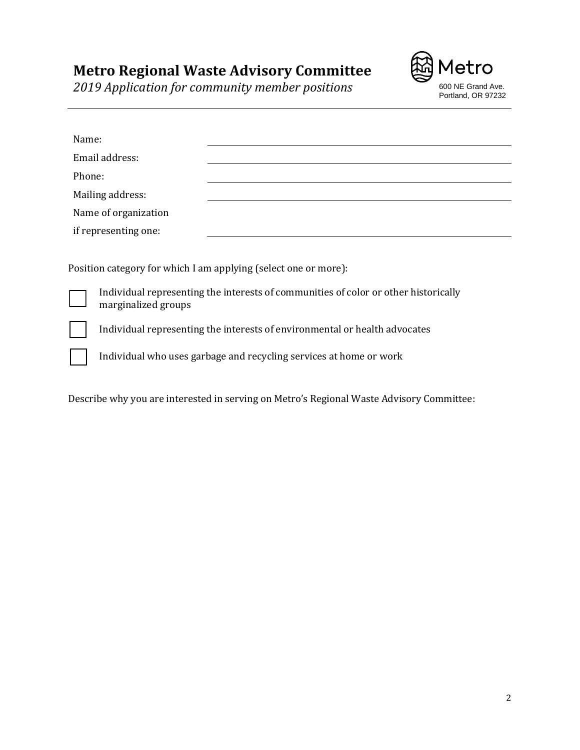# Metro Regional Waste Advisory Committee

*2019 Application for community member positions*

Metro
600 NE Grand Ave.
Portland, OR 97232

Name: \_\_\_\_\_\_\_\_\_\_\_\_\_\_\_\_\_\_\_\_\_\_\_\_\_\_\_\_\_\_

Email address: \_\_\_\_\_\_\_\_\_\_\_\_\_\_\_\_\_\_\_\_\_\_\_\_\_\_\_\_\_\_

Phone: \_\_\_\_\_\_\_\_\_\_\_\_\_\_\_\_\_\_\_\_\_\_\_\_\_\_\_\_\_\_

Mailing address: \_\_\_\_\_\_\_\_\_\_\_\_\_\_\_\_\_\_\_\_\_\_\_\_\_\_\_\_\_\_

Name of organization if representing one: \_\_\_\_\_\_\_\_\_\_\_\_\_\_\_\_\_\_\_\_\_\_\_\_\_\_\_\_\_\_

Position category for which I am applying (select one or more):

- [ ] Individual representing the interests of communities of color or other historically marginalized groups
- [ ] Individual representing the interests of environmental or health advocates
- [ ] Individual who uses garbage and recycling services at home or work

Describe why you are interested in serving on Metro's Regional Waste Advisory Committee: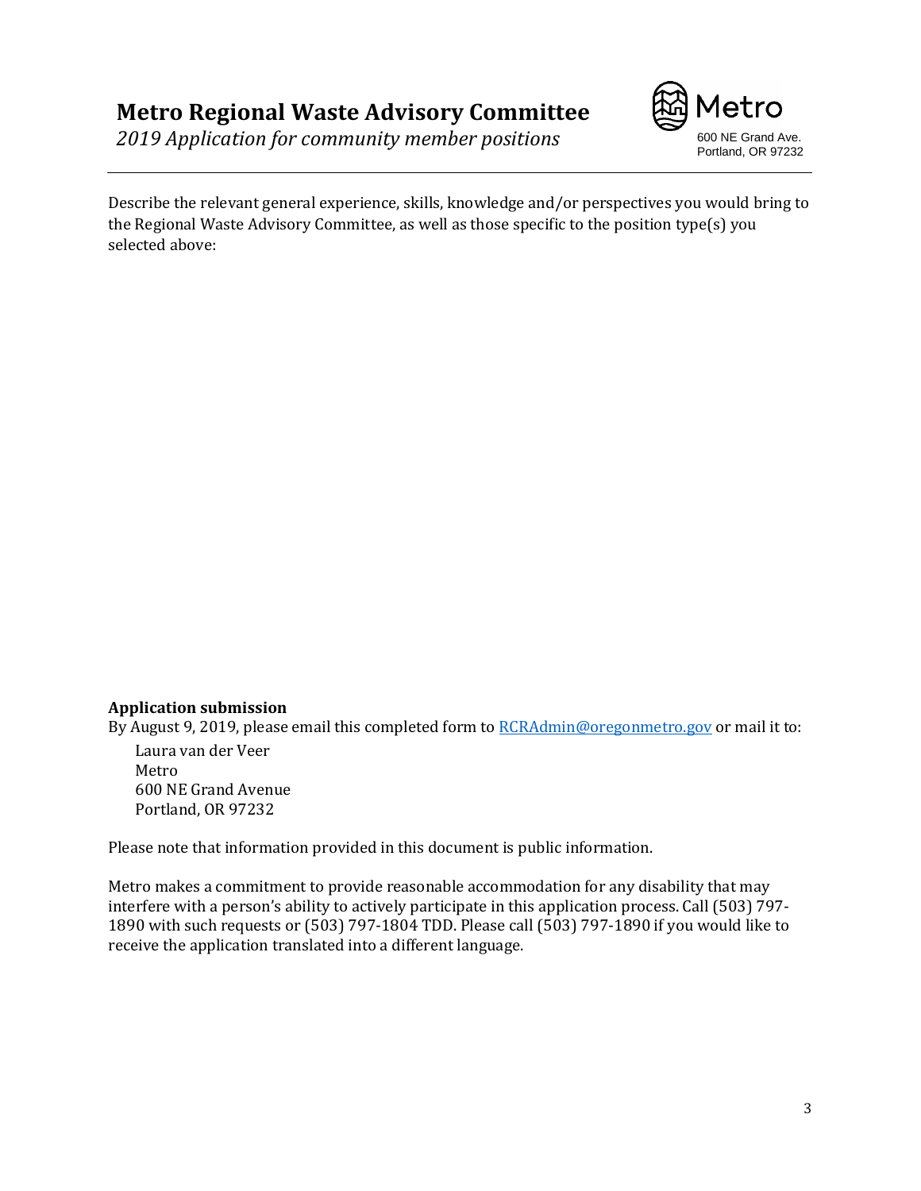# Metro Regional Waste Advisory Committee

*2019 Application for community member positions*

Metro
600 NE Grand Ave.
Portland, OR 97232

Describe the relevant general experience, skills, knowledge and/or perspectives you would bring to the Regional Waste Advisory Committee, as well as those specific to the position type(s) you selected above:

**Application submission**

By August 9, 2019, please email this completed form to [RCRAdmin@oregonmetro.gov](mailto:RCRAdmin@oregonmetro.gov) or mail it to:

Laura van der Veer
Metro
600 NE Grand Avenue
Portland, OR 97232

Please note that information provided in this document is public information.

Metro makes a commitment to provide reasonable accommodation for any disability that may interfere with a person's ability to actively participate in this application process. Call (503) 797-1890 with such requests or (503) 797-1804 TDD. Please call (503) 797-1890 if you would like to receive the application translated into a different language.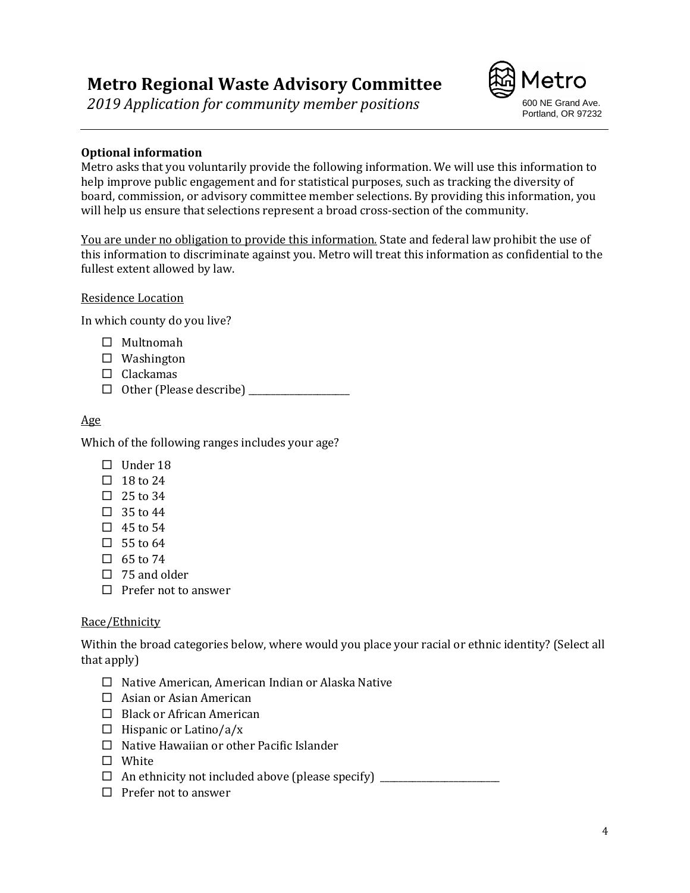# Metro Regional Waste Advisory Committee

*2019 Application for community member positions*

Metro
600 NE Grand Ave.
Portland, OR 97232

---

**Optional information**

Metro asks that you voluntarily provide the following information. We will use this information to help improve public engagement and for statistical purposes, such as tracking the diversity of board, commission, or advisory committee member selections. By providing this information, you will help us ensure that selections represent a broad cross-section of the community.

<u>You are under no obligation to provide this information.</u> State and federal law prohibit the use of this information to discriminate against you. Metro will treat this information as confidential to the fullest extent allowed by law.

<u>Residence Location</u>

In which county do you live?

- ☐ Multnomah
- ☐ Washington
- ☐ Clackamas
- ☐ Other (Please describe) ____________________

<u>Age</u>

Which of the following ranges includes your age?

- ☐ Under 18
- ☐ 18 to 24
- ☐ 25 to 34
- ☐ 35 to 44
- ☐ 45 to 54
- ☐ 55 to 64
- ☐ 65 to 74
- ☐ 75 and older
- ☐ Prefer not to answer

<u>Race/Ethnicity</u>

Within the broad categories below, where would you place your racial or ethnic identity? (Select all that apply)

- ☐ Native American, American Indian or Alaska Native
- ☐ Asian or Asian American
- ☐ Black or African American
- ☐ Hispanic or Latino/a/x
- ☐ Native Hawaiian or other Pacific Islander
- ☐ White
- ☐ An ethnicity not included above (please specify) ______________________
- ☐ Prefer not to answer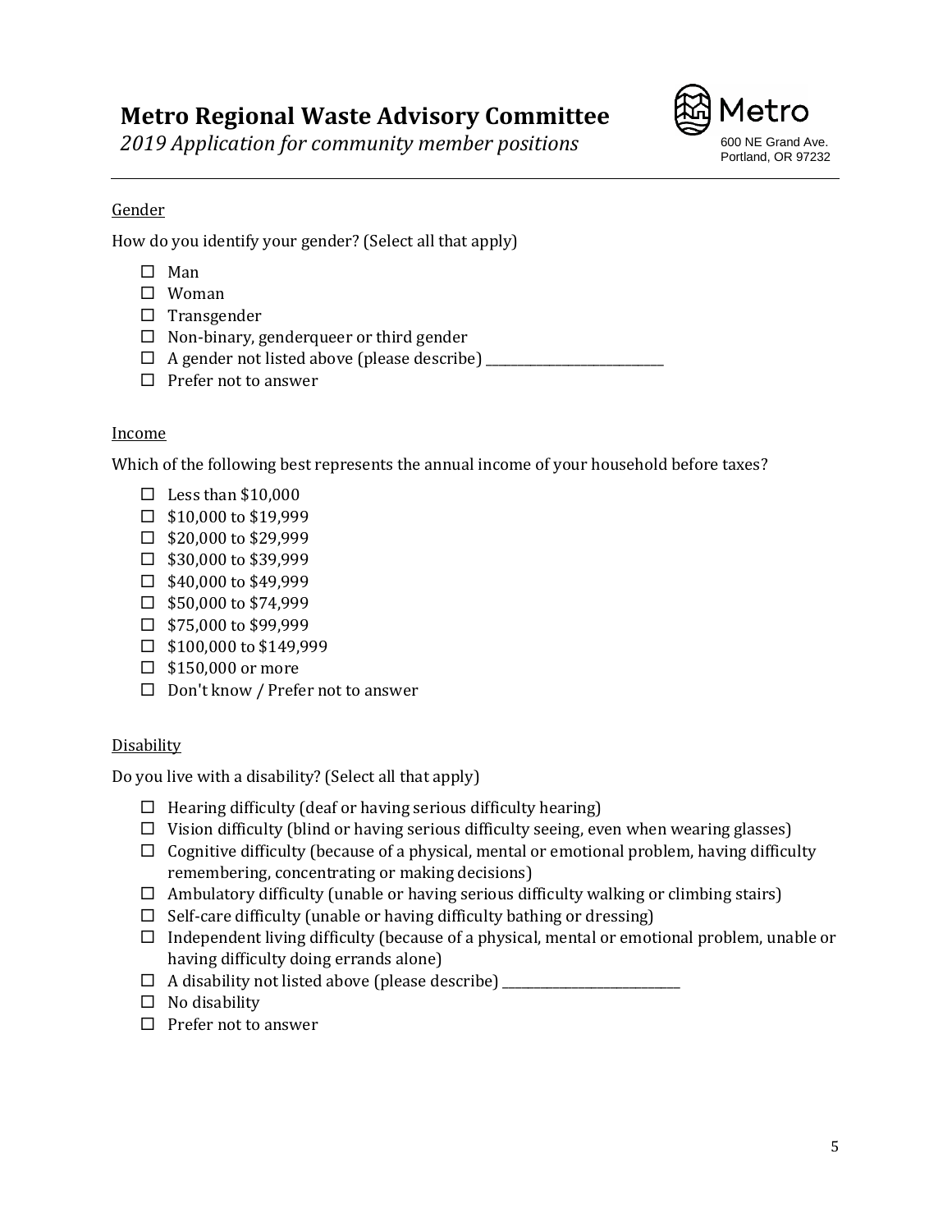# Metro Regional Waste Advisory Committee

*2019 Application for community member positions*

Metro
600 NE Grand Ave.
Portland, OR 97232

---

Gender

How do you identify your gender? (Select all that apply)

- ☐ Man
- ☐ Woman
- ☐ Transgender
- ☐ Non-binary, genderqueer or third gender
- ☐ A gender not listed above (please describe) ___________________________
- ☐ Prefer not to answer

Income

Which of the following best represents the annual income of your household before taxes?

- ☐ Less than $10,000
- ☐ $10,000 to $19,999
- ☐ $20,000 to $29,999
- ☐ $30,000 to $39,999
- ☐ $40,000 to $49,999
- ☐ $50,000 to $74,999
- ☐ $75,000 to $99,999
- ☐ $100,000 to $149,999
- ☐ $150,000 or more
- ☐ Don't know / Prefer not to answer

Disability

Do you live with a disability? (Select all that apply)

- ☐ Hearing difficulty (deaf or having serious difficulty hearing)
- ☐ Vision difficulty (blind or having serious difficulty seeing, even when wearing glasses)
- ☐ Cognitive difficulty (because of a physical, mental or emotional problem, having difficulty remembering, concentrating or making decisions)
- ☐ Ambulatory difficulty (unable or having serious difficulty walking or climbing stairs)
- ☐ Self-care difficulty (unable or having difficulty bathing or dressing)
- ☐ Independent living difficulty (because of a physical, mental or emotional problem, unable or having difficulty doing errands alone)
- ☐ A disability not listed above (please describe) ___________________________
- ☐ No disability
- ☐ Prefer not to answer